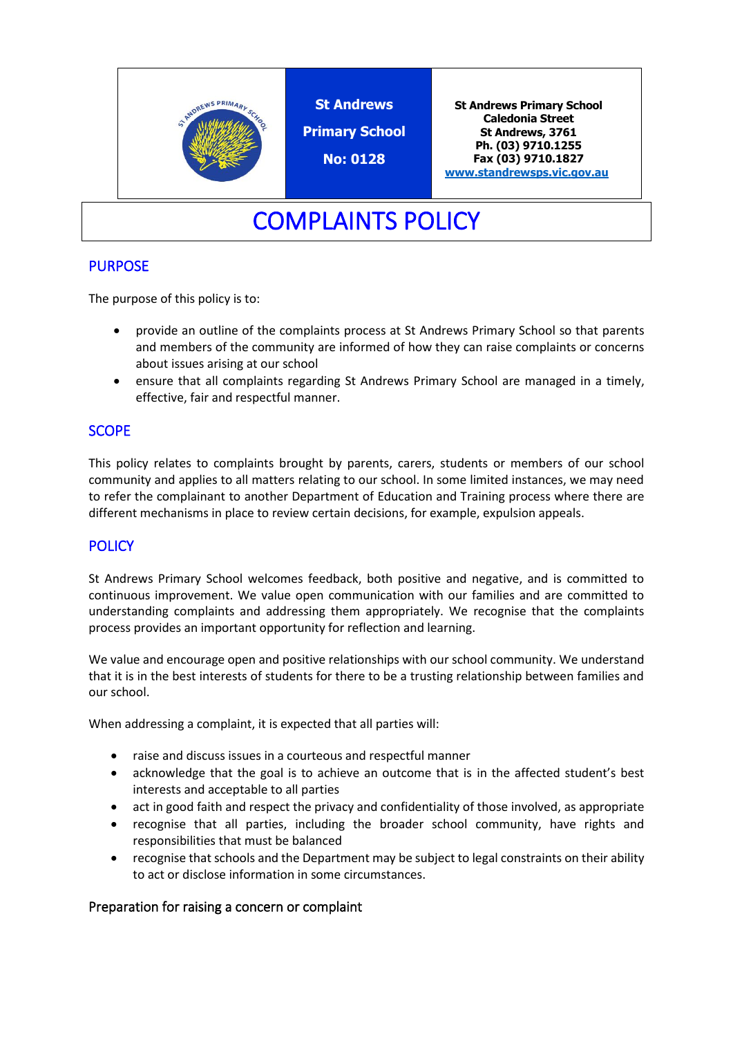| | St Andrews Primary School No: 0128 | St Andrews Primary School Caledonia Street St Andrews, 3761 Ph. (03) 9710.1255 Fax (03) 9710.1827 www.standrewsps.vic.gov.au |
|---|---|---|

# COMPLAINTS POLICY

## PURPOSE

The purpose of this policy is to:

- provide an outline of the complaints process at St Andrews Primary School so that parents and members of the community are informed of how they can raise complaints or concerns about issues arising at our school
- ensure that all complaints regarding St Andrews Primary School are managed in a timely, effective, fair and respectful manner.

## SCOPE

This policy relates to complaints brought by parents, carers, students or members of our school community and applies to all matters relating to our school. In some limited instances, we may need to refer the complainant to another Department of Education and Training process where there are different mechanisms in place to review certain decisions, for example, expulsion appeals.

## POLICY

St Andrews Primary School welcomes feedback, both positive and negative, and is committed to continuous improvement. We value open communication with our families and are committed to understanding complaints and addressing them appropriately. We recognise that the complaints process provides an important opportunity for reflection and learning.

We value and encourage open and positive relationships with our school community. We understand that it is in the best interests of students for there to be a trusting relationship between families and our school.

When addressing a complaint, it is expected that all parties will:

- raise and discuss issues in a courteous and respectful manner
- acknowledge that the goal is to achieve an outcome that is in the affected student's best interests and acceptable to all parties
- act in good faith and respect the privacy and confidentiality of those involved, as appropriate
- recognise that all parties, including the broader school community, have rights and responsibilities that must be balanced
- recognise that schools and the Department may be subject to legal constraints on their ability to act or disclose information in some circumstances.

### Preparation for raising a concern or complaint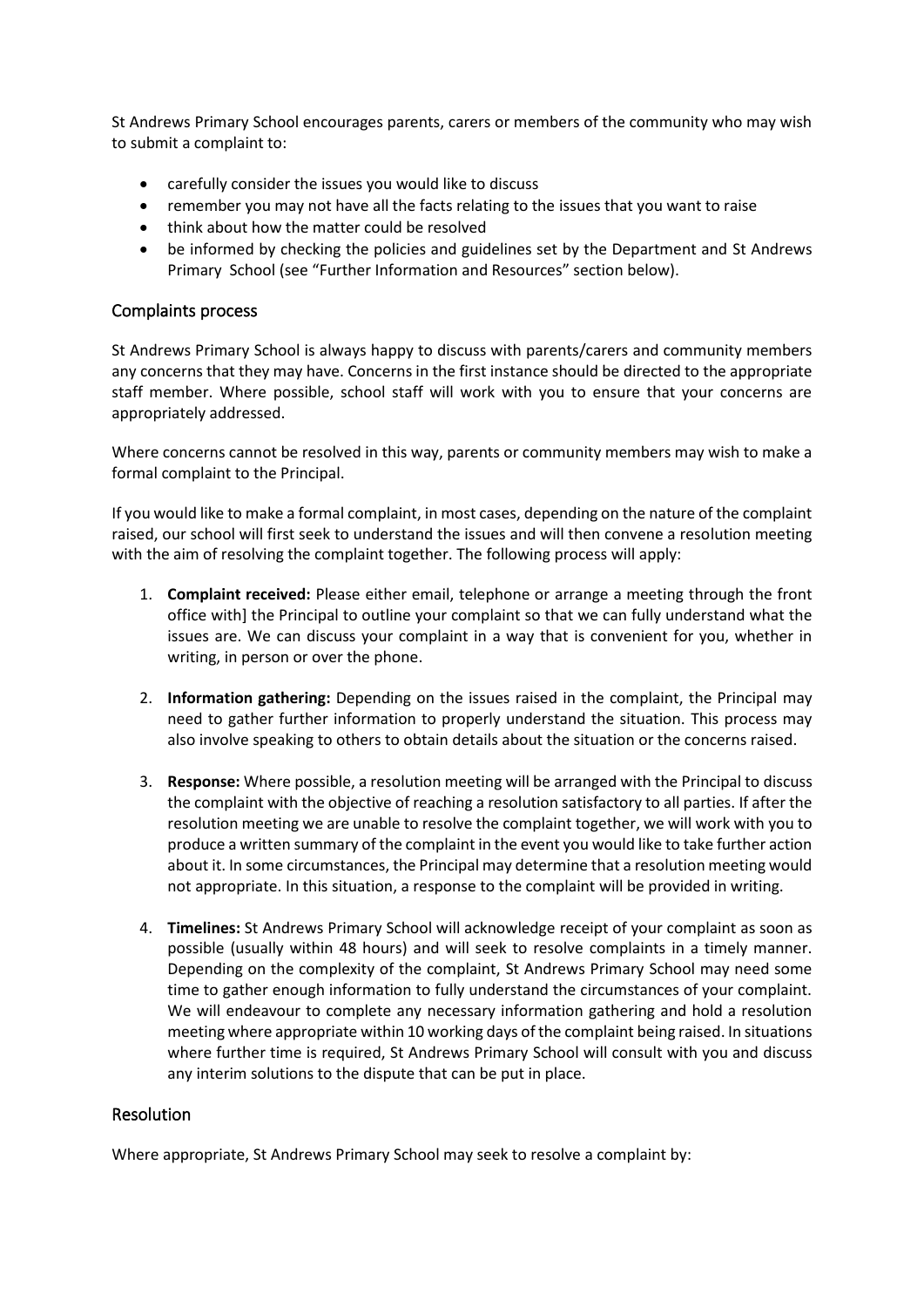St Andrews Primary School encourages parents, carers or members of the community who may wish to submit a complaint to:

- carefully consider the issues you would like to discuss
- remember you may not have all the facts relating to the issues that you want to raise
- think about how the matter could be resolved
- be informed by checking the policies and guidelines set by the Department and St Andrews Primary School (see "Further Information and Resources" section below).

## Complaints process

St Andrews Primary School is always happy to discuss with parents/carers and community members any concerns that they may have. Concerns in the first instance should be directed to the appropriate staff member. Where possible, school staff will work with you to ensure that your concerns are appropriately addressed.

Where concerns cannot be resolved in this way, parents or community members may wish to make a formal complaint to the Principal.

If you would like to make a formal complaint, in most cases, depending on the nature of the complaint raised, our school will first seek to understand the issues and will then convene a resolution meeting with the aim of resolving the complaint together. The following process will apply:

1. **Complaint received:** Please either email, telephone or arrange a meeting through the front office with] the Principal to outline your complaint so that we can fully understand what the issues are. We can discuss your complaint in a way that is convenient for you, whether in writing, in person or over the phone.

2. **Information gathering:** Depending on the issues raised in the complaint, the Principal may need to gather further information to properly understand the situation. This process may also involve speaking to others to obtain details about the situation or the concerns raised.

3. **Response:** Where possible, a resolution meeting will be arranged with the Principal to discuss the complaint with the objective of reaching a resolution satisfactory to all parties. If after the resolution meeting we are unable to resolve the complaint together, we will work with you to produce a written summary of the complaint in the event you would like to take further action about it. In some circumstances, the Principal may determine that a resolution meeting would not appropriate. In this situation, a response to the complaint will be provided in writing.

4. **Timelines:** St Andrews Primary School will acknowledge receipt of your complaint as soon as possible (usually within 48 hours) and will seek to resolve complaints in a timely manner. Depending on the complexity of the complaint, St Andrews Primary School may need some time to gather enough information to fully understand the circumstances of your complaint. We will endeavour to complete any necessary information gathering and hold a resolution meeting where appropriate within 10 working days of the complaint being raised. In situations where further time is required, St Andrews Primary School will consult with you and discuss any interim solutions to the dispute that can be put in place.

## Resolution

Where appropriate, St Andrews Primary School may seek to resolve a complaint by: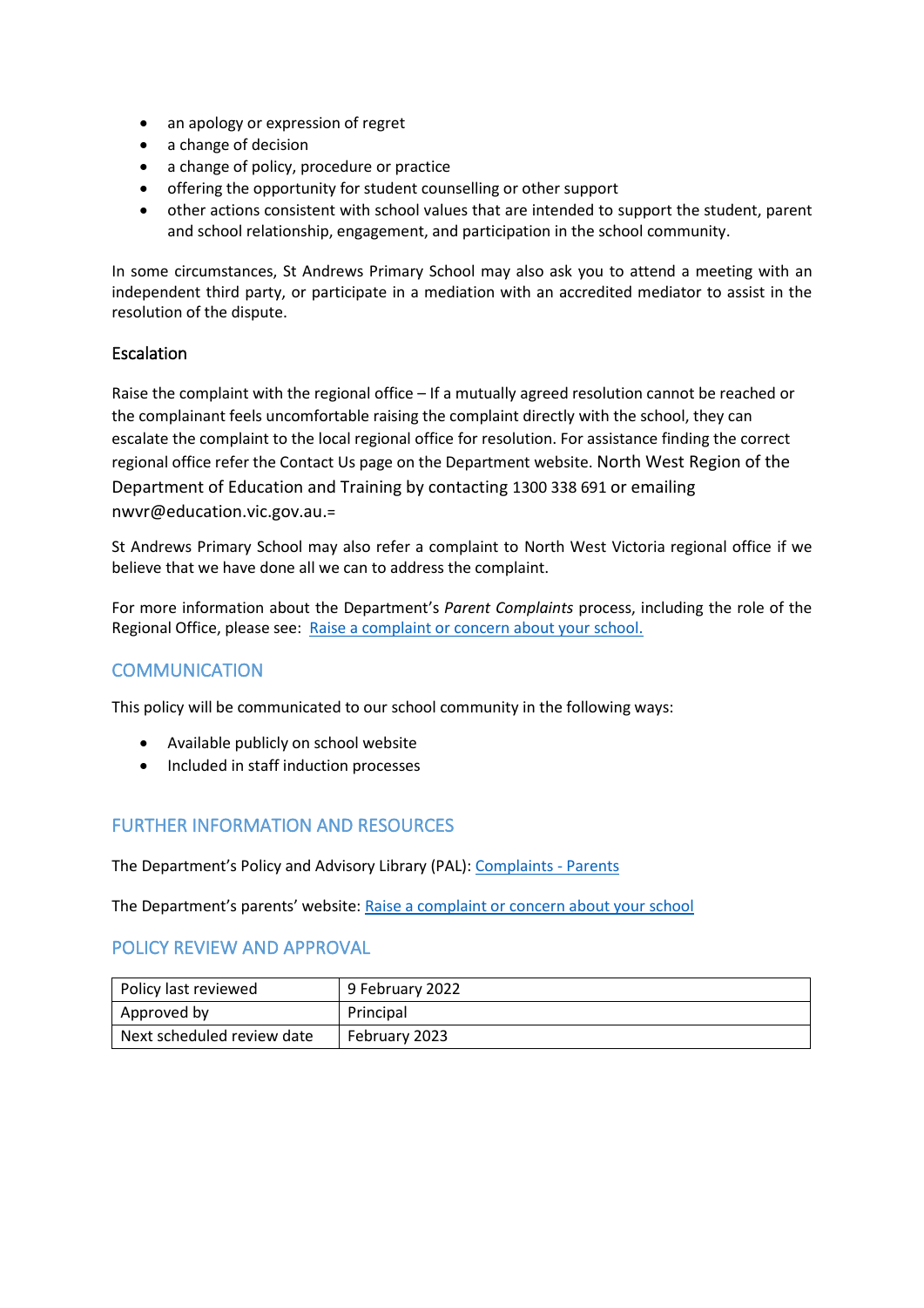- an apology or expression of regret
- a change of decision
- a change of policy, procedure or practice
- offering the opportunity for student counselling or other support
- other actions consistent with school values that are intended to support the student, parent and school relationship, engagement, and participation in the school community.

In some circumstances, St Andrews Primary School may also ask you to attend a meeting with an independent third party, or participate in a mediation with an accredited mediator to assist in the resolution of the dispute.

### Escalation

Raise the complaint with the regional office – If a mutually agreed resolution cannot be reached or the complainant feels uncomfortable raising the complaint directly with the school, they can escalate the complaint to the local regional office for resolution. For assistance finding the correct regional office refer the Contact Us page on the Department website. North West Region of the Department of Education and Training by contacting 1300 338 691 or emailing nwvr@education.vic.gov.au.=

St Andrews Primary School may also refer a complaint to North West Victoria regional office if we believe that we have done all we can to address the complaint.

For more information about the Department's *Parent Complaints* process, including the role of the Regional Office, please see: [Raise a complaint or concern about your school.]()

## COMMUNICATION

This policy will be communicated to our school community in the following ways:

- Available publicly on school website
- Included in staff induction processes

## FURTHER INFORMATION AND RESOURCES

The Department's Policy and Advisory Library (PAL): [Complaints - Parents]()

The Department's parents' website: [Raise a complaint or concern about your school]()

## POLICY REVIEW AND APPROVAL

| | |
|---|---|
| Policy last reviewed | 9 February 2022 |
| Approved by | Principal |
| Next scheduled review date | February 2023 |